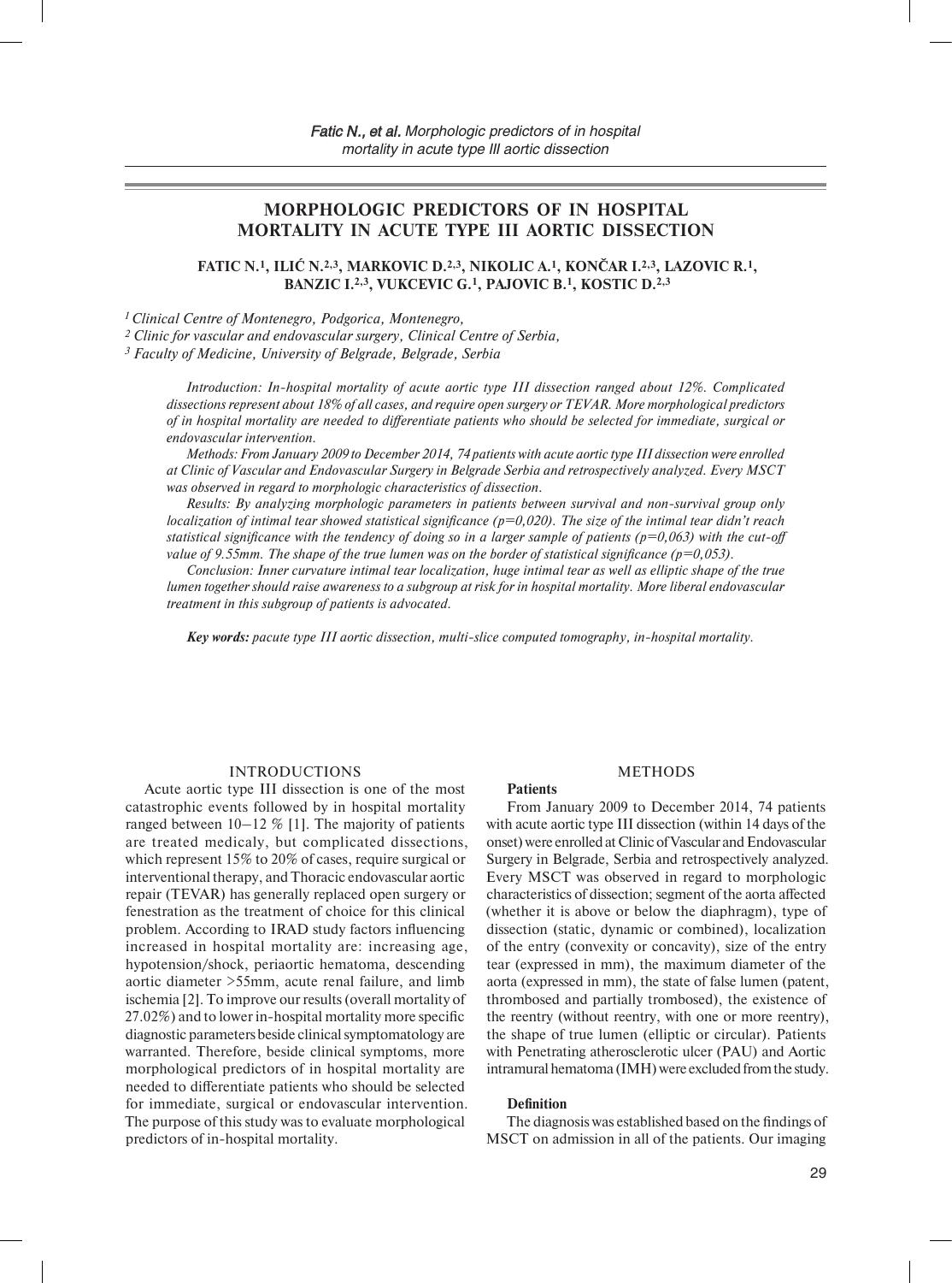# MORPHOLOGIC PREDICTORS OF IN HOSPITAL MORTALITY IN ACUTE TYPE III AORTIC DISSECTION

**FATIC N.[1], ILIĆ N.[2,3], MARKOVIC D.[2,3], NIKOLIC A.[1], KONČAR I.[2,3], LAZOVIC R.[1], BANZIC I.[2,3], VUKCEVIC G.[1], PAJOVIC B.[1], KOSTIC D.[2,3]**

*[1] Clinical Centre of Montenegro, Podgorica, Montenegro,*
*[2] Clinic for vascular and endovascular surgery, Clinical Centre of Serbia,*
*[3] Faculty of Medicine, University of Belgrade, Belgrade, Serbia*

*Introduction: In-hospital mortality of acute aortic type III dissection ranged about 12%. Complicated dissections represent about 18% of all cases, and require open surgery or TEVAR. More morphological predictors of in hospital mortality are needed to differentiate patients who should be selected for immediate, surgical or endovascular intervention.*

*Methods: From January 2009 to December 2014, 74 patients with acute aortic type III dissection were enrolled at Clinic of Vascular and Endovascular Surgery in Belgrade Serbia and retrospectively analyzed. Every MSCT was observed in regard to morphologic characteristics of dissection.*

*Results: By analyzing morphologic parameters in patients between survival and non-survival group only localization of intimal tear showed statistical significance (p=0,020). The size of the intimal tear didn't reach statistical significance with the tendency of doing so in a larger sample of patients (p=0,063) with the cut-off value of 9.55mm. The shape of the true lumen was on the border of statistical significance (p=0,053).*

*Conclusion: Inner curvature intimal tear localization, huge intimal tear as well as elliptic shape of the true lumen together should raise awareness to a subgroup at risk for in hospital mortality. More liberal endovascular treatment in this subgroup of patients is advocated.*

***Key words:*** *pacute type III aortic dissection, multi-slice computed tomography, in-hospital mortality.*

## INTRODUCTIONS

Acute aortic type III dissection is one of the most catastrophic events followed by in hospital mortality ranged between 10–12 % [1]. The majority of patients are treated medicaly, but complicated dissections, which represent 15% to 20% of cases, require surgical or interventional therapy, and Thoracic endovascular aortic repair (TEVAR) has generally replaced open surgery or fenestration as the treatment of choice for this clinical problem. According to IRAD study factors influencing increased in hospital mortality are: increasing age, hypotension/shock, periaortic hematoma, descending aortic diameter >55mm, acute renal failure, and limb ischemia [2]. To improve our results (overall mortality of 27.02%) and to lower in-hospital mortality more specific diagnostic parameters beside clinical symptomatology are warranted. Therefore, beside clinical symptoms, more morphological predictors of in hospital mortality are needed to differentiate patients who should be selected for immediate, surgical or endovascular intervention. The purpose of this study was to evaluate morphological predictors of in-hospital mortality.

## METHODS

### Patients

From January 2009 to December 2014, 74 patients with acute aortic type III dissection (within 14 days of the onset) were enrolled at Clinic of Vascular and Endovascular Surgery in Belgrade, Serbia and retrospectively analyzed. Every MSCT was observed in regard to morphologic characteristics of dissection; segment of the aorta affected (whether it is above or below the diaphragm), type of dissection (static, dynamic or combined), localization of the entry (convexity or concavity), size of the entry tear (expressed in mm), the maximum diameter of the aorta (expressed in mm), the state of false lumen (patent, thrombosed and partially trombosed), the existence of the reentry (without reentry, with one or more reentry), the shape of true lumen (elliptic or circular). Patients with Penetrating atherosclerotic ulcer (PAU) and Aortic intramural hematoma (IMH) were excluded from the study.

### Definition

The diagnosis was established based on the findings of MSCT on admission in all of the patients. Our imaging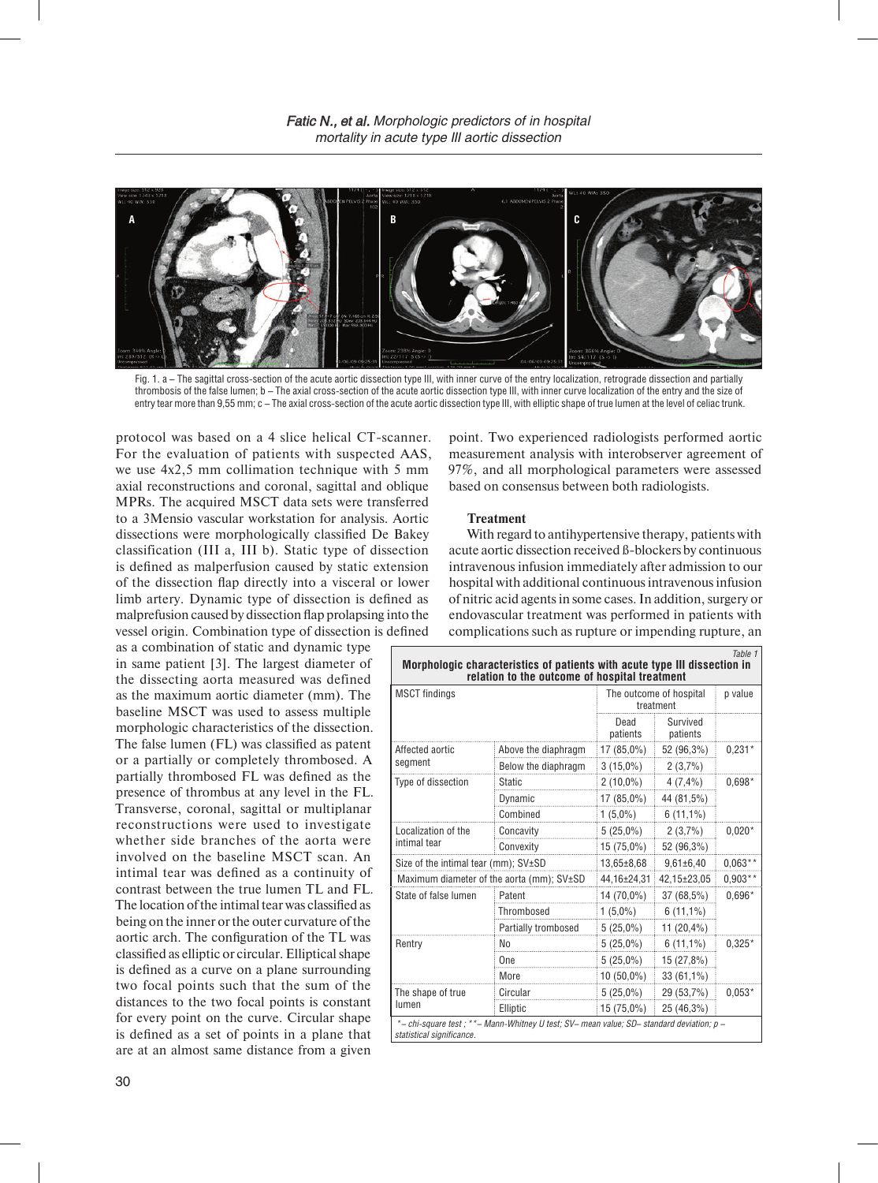Fig. 1. a – The sagittal cross-section of the acute aortic dissection type III, with inner curve of the entry localization, retrograde dissection and partially thrombosis of the false lumen; b – The axial cross-section of the acute aortic dissection type III, with inner curve localization of the entry and the size of entry tear more than 9,55 mm; c – The axial cross-section of the acute aortic dissection type III, with elliptic shape of true lumen at the level of celiac trunk.

protocol was based on a 4 slice helical CT-scanner. For the evaluation of patients with suspected AAS, we use 4x2,5 mm collimation technique with 5 mm axial reconstructions and coronal, sagittal and oblique MPRs. The acquired MSCT data sets were transferred to a 3Mensio vascular workstation for analysis. Aortic dissections were morphologically classified De Bakey classification (III a, III b). Static type of dissection is defined as malperfusion caused by static extension of the dissection flap directly into a visceral or lower limb artery. Dynamic type of dissection is defined as malprefusion caused by dissection flap prolapsing into the vessel origin. Combination type of dissection is defined as a combination of static and dynamic type in same patient [3]. The largest diameter of the dissecting aorta measured was defined as the maximum aortic diameter (mm). The baseline MSCT was used to assess multiple morphologic characteristics of the dissection. The false lumen (FL) was classified as patent or a partially or completely thrombosed. A partially thrombosed FL was defined as the presence of thrombus at any level in the FL. Transverse, coronal, sagittal or multiplanar reconstructions were used to investigate whether side branches of the aorta were involved on the baseline MSCT scan. An intimal tear was defined as a continuity of contrast between the true lumen TL and FL. The location of the intimal tear was classified as being on the inner or the outer curvature of the aortic arch. The configuration of the TL was classified as elliptic or circular. Elliptical shape is defined as a curve on a plane surrounding two focal points such that the sum of the distances to the two focal points is constant for every point on the curve. Circular shape is defined as a set of points in a plane that are at an almost same distance from a given point. Two experienced radiologists performed aortic measurement analysis with interobserver agreement of 97%, and all morphological parameters were assessed based on consensus between both radiologists.

**Treatment**

With regard to antihypertensive therapy, patients with acute aortic dissection received ß-blockers by continuous intravenous infusion immediately after admission to our hospital with additional continuous intravenous infusion of nitric acid agents in some cases. In addition, surgery or endovascular treatment was performed in patients with complications such as rupture or impending rupture, an

*Table 1*

**Morphologic characteristics of patients with acute type III dissection in relation to the outcome of hospital treatment**

| MSCT findings | | The outcome of hospital treatment | | p value |
|---|---|---|---|---|
| | | Dead patients | Survived patients | |
| Affected aortic segment | Above the diaphragm | 17 (85,0%) | 52 (96,3%) | 0,231* |
| | Below the diaphragm | 3 (15,0%) | 2 (3,7%) | |
| Type of dissection | Static | 2 (10,0%) | 4 (7,4%) | 0,698* |
| | Dynamic | 17 (85,0%) | 44 (81,5%) | |
| | Combined | 1 (5,0%) | 6 (11,1%) | |
| Localization of the intimal tear | Concavity | 5 (25,0%) | 2 (3,7%) | 0,020* |
| | Convexity | 15 (75,0%) | 52 (96,3%) | |
| Size of the intimal tear (mm); SV±SD | | 13,65±8,68 | 9,61±6,40 | 0,063** |
| Maximum diameter of the aorta (mm); SV±SD | | 44,16±24,31 | 42,15±23,05 | 0,903** |
| State of false lumen | Patent | 14 (70,0%) | 37 (68,5%) | 0,696* |
| | Thrombosed | 1 (5,0%) | 6 (11,1%) | |
| | Partially trombosed | 5 (25,0%) | 11 (20,4%) | |
| Rentry | No | 5 (25,0%) | 6 (11,1%) | 0,325* |
| | One | 5 (25,0%) | 15 (27,8%) | |
| | More | 10 (50,0%) | 33 (61,1%) | |
| The shape of true lumen | Circular | 5 (25,0%) | 29 (53,7%) | 0,053* |
| | Elliptic | 15 (75,0%) | 25 (46,3%) | |

*\* – chi-square test ; \*\* – Mann-Whitney U test; SV– mean value; SD– standard deviation; p – statistical significance.*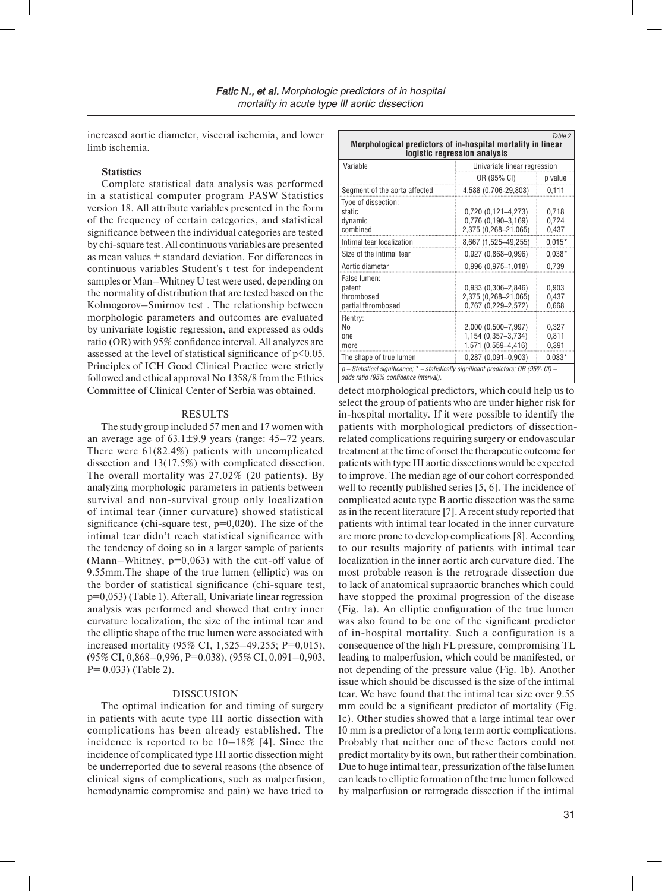increased aortic diameter, visceral ischemia, and lower limb ischemia.

### Statistics

Complete statistical data analysis was performed in a statistical computer program PASW Statistics version 18. All attribute variables presented in the form of the frequency of certain categories, and statistical significance between the individual categories are tested by chi-square test. All continuous variables are presented as mean values ± standard deviation. For differences in continuous variables Student's t test for independent samples or Man–Whitney U test were used, depending on the normality of distribution that are tested based on the Kolmogorov–Smirnov test . The relationship between morphologic parameters and outcomes are evaluated by univariate logistic regression, and expressed as odds ratio (OR) with 95% confidence interval. All analyzes are assessed at the level of statistical significance of $p<0.05$. Principles of ICH Good Clinical Practice were strictly followed and ethical approval No 1358/8 from the Ethics Committee of Clinical Center of Serbia was obtained.

## RESULTS

The study group included 57 men and 17 women with an average age of 63.1±9.9 years (range: 45–72 years. There were 61(82.4%) patients with uncomplicated dissection and 13(17.5%) with complicated dissection. The overall mortality was 27.02% (20 patients). By analyzing morphologic parameters in patients between survival and non-survival group only localization of intimal tear (inner curvature) showed statistical significance (chi-square test, p=0,020). The size of the intimal tear didn't reach statistical significance with the tendency of doing so in a larger sample of patients (Mann–Whitney, p=0,063) with the cut-off value of 9.55mm.The shape of the true lumen (elliptic) was on the border of statistical significance (chi-square test, p=0,053) (Table 1). After all, Univariate linear regression analysis was performed and showed that entry inner curvature localization, the size of the intimal tear and the elliptic shape of the true lumen were associated with increased mortality (95% CI, 1,525–49,255; P=0,015), (95% CI, 0,868–0,996, P=0.038), (95% CI, 0,091–0,903, P= 0.033) (Table 2).

Table 2

**Morphological predictors of in-hospital mortality in linear logistic regression analysis**

| Variable | Univariate linear regression | |
|---|---|---|
| | OR (95% CI) | p value |
| Segment of the aorta affected | 4,588 (0,706-29,803) | 0,111 |
| Type of dissection: | | |
| static | 0,720 (0,121–4,273) | 0,718 |
| dynamic | 0,776 (0,190–3,169) | 0,724 |
| combined | 2,375 (0,268–21,065) | 0,437 |
| Intimal tear localization | 8,667 (1,525–49,255) | 0,015* |
| Size of the intimal tear | 0,927 (0,868–0,996) | 0,038* |
| Aortic diametar | 0,996 (0,975–1,018) | 0,739 |
| False lumen: | | |
| patent | 0,933 (0,306–2,846) | 0,903 |
| thrombosed | 2,375 (0,268–21,065) | 0,437 |
| partial thrombosed | 0,767 (0,229–2,572) | 0,668 |
| Rentry: | | |
| No | 2,000 (0,500–7,997) | 0,327 |
| one | 1,154 (0,357–3,734) | 0,811 |
| more | 1,571 (0,559–4,416) | 0,391 |
| The shape of true lumen | 0,287 (0,091–0,903) | 0,033* |

*p – Statistical significance; * – statistically significant predictors; OR (95% CI) – odds ratio (95% confidence interval).*

## DISSCUSION

The optimal indication for and timing of surgery in patients with acute type III aortic dissection with complications has been already established. The incidence is reported to be 10–18% [4]. Since the incidence of complicated type III aortic dissection might be underreported due to several reasons (the absence of clinical signs of complications, such as malperfusion, hemodynamic compromise and pain) we have tried to detect morphological predictors, which could help us to select the group of patients who are under higher risk for in-hospital mortality. If it were possible to identify the patients with morphological predictors of dissection-related complications requiring surgery or endovascular treatment at the time of onset the therapeutic outcome for patients with type III aortic dissections would be expected to improve. The median age of our cohort corresponded well to recently published series [5, 6]. The incidence of complicated acute type B aortic dissection was the same as in the recent literature [7]. A recent study reported that patients with intimal tear located in the inner curvature are more prone to develop complications [8]. According to our results majority of patients with intimal tear localization in the inner aortic arch curvature died. The most probable reason is the retrograde dissection due to lack of anatomical supraaortic branches which could have stopped the proximal progression of the disease (Fig. 1a). An elliptic configuration of the true lumen was also found to be one of the significant predictor of in-hospital mortality. Such a configuration is a consequence of the high FL pressure, compromising TL leading to malperfusion, which could be manifested, or not depending of the pressure value (Fig. 1b). Another issue which should be discussed is the size of the intimal tear. We have found that the intimal tear size over 9.55 mm could be a significant predictor of mortality (Fig. 1c). Other studies showed that a large intimal tear over 10 mm is a predictor of a long term aortic complications. Probably that neither one of these factors could not predict mortality by its own, but rather their combination. Due to huge intimal tear, pressurization of the false lumen can leads to elliptic formation of the true lumen followed by malperfusion or retrograde dissection if the intimal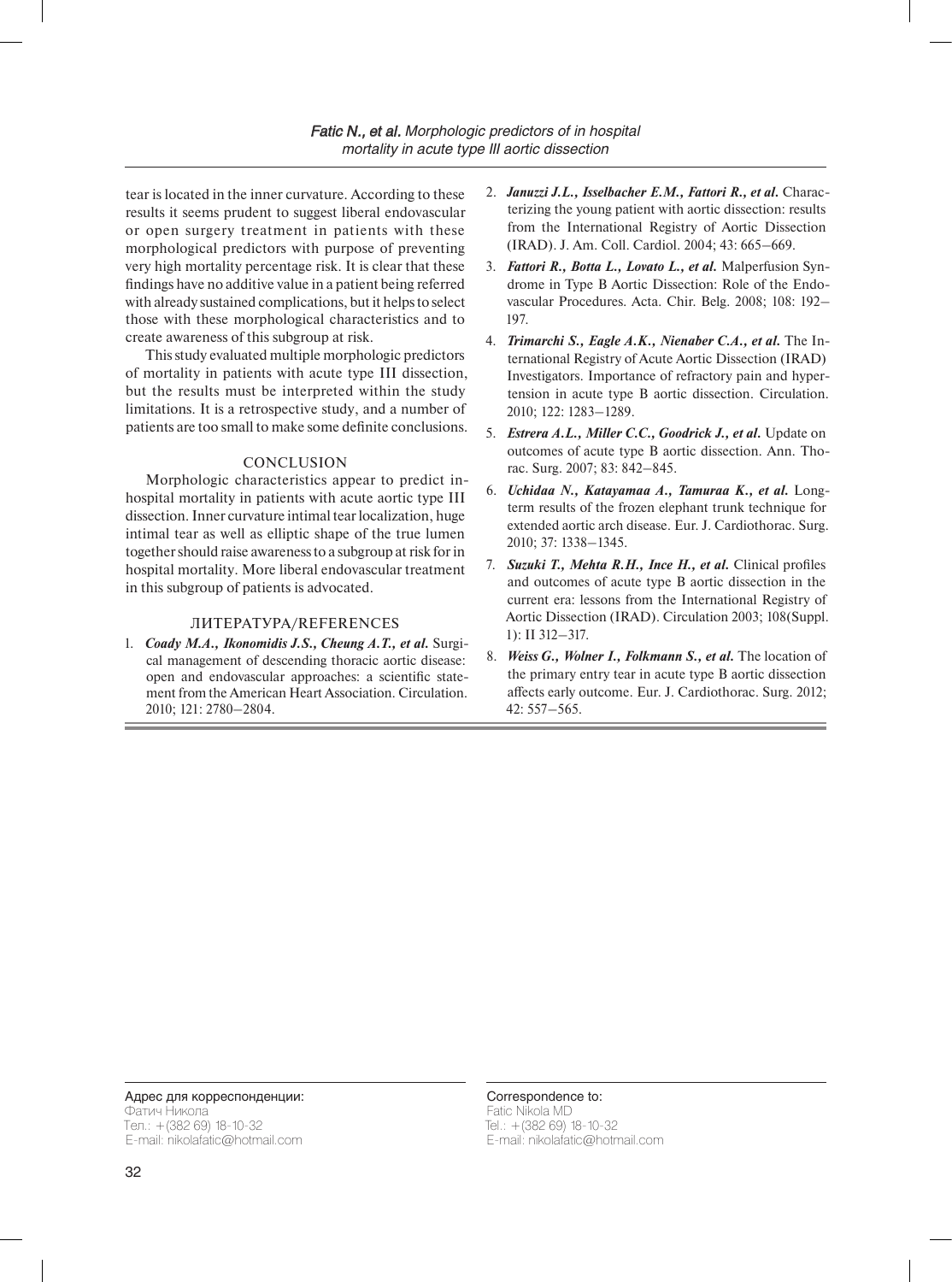tear is located in the inner curvature. According to these results it seems prudent to suggest liberal endovascular or open surgery treatment in patients with these morphological predictors with purpose of preventing very high mortality percentage risk. It is clear that these findings have no additive value in a patient being referred with already sustained complications, but it helps to select those with these morphological characteristics and to create awareness of this subgroup at risk.

This study evaluated multiple morphologic predictors of mortality in patients with acute type III dissection, but the results must be interpreted within the study limitations. It is a retrospective study, and a number of patients are too small to make some definite conclusions.

## CONCLUSION

Morphologic characteristics appear to predict in-hospital mortality in patients with acute aortic type III dissection. Inner curvature intimal tear localization, huge intimal tear as well as elliptic shape of the true lumen together should raise awareness to a subgroup at risk for in hospital mortality. More liberal endovascular treatment in this subgroup of patients is advocated.

## ЛИТЕРАТУРА/REFERENCES

1. ***Coady M.A., Ikonomidis J.S., Cheung A.T., et al.*** Surgical management of descending thoracic aortic disease: open and endovascular approaches: a scientific statement from the American Heart Association. Circulation. 2010; 121: 2780–2804.
2. ***Januzzi J.L., Isselbacher E.M., Fattori R., et al.*** Characterizing the young patient with aortic dissection: results from the International Registry of Aortic Dissection (IRAD). J. Am. Coll. Cardiol. 2004; 43: 665–669.
3. ***Fattori R., Botta L., Lovato L., et al.*** Malperfusion Syndrome in Type B Aortic Dissection: Role of the Endovascular Procedures. Acta. Chir. Belg. 2008; 108: 192–197.
4. ***Trimarchi S., Eagle A.K., Nienaber C.A., et al.*** The International Registry of Acute Aortic Dissection (IRAD) Investigators. Importance of refractory pain and hypertension in acute type B aortic dissection. Circulation. 2010; 122: 1283–1289.
5. ***Estrera A.L., Miller C.C., Goodrick J., et al.*** Update on outcomes of acute type B aortic dissection. Ann. Thorac. Surg. 2007; 83: 842–845.
6. ***Uchidaa N., Katayamaa A., Tamuraa K., et al.*** Long-term results of the frozen elephant trunk technique for extended aortic arch disease. Eur. J. Cardiothorac. Surg. 2010; 37: 1338–1345.
7. ***Suzuki T., Mehta R.H., Ince H., et al.*** Clinical profiles and outcomes of acute type B aortic dissection in the current era: lessons from the International Registry of Aortic Dissection (IRAD). Circulation 2003; 108(Suppl. 1): II 312–317.
8. ***Weiss G., Wolner I., Folkmann S., et al.*** The location of the primary entry tear in acute type B aortic dissection affects early outcome. Eur. J. Cardiothorac. Surg. 2012; 42: 557–565.

Адрес для корреспонденции:
Фатич Никола
Тел.: +(382 69) 18-10-32
E-mail: nikolafatic@hotmail.com

Correspondence to:
Fatic Nikola MD
Tel.: +(382 69) 18-10-32
E-mail: nikolafatic@hotmail.com